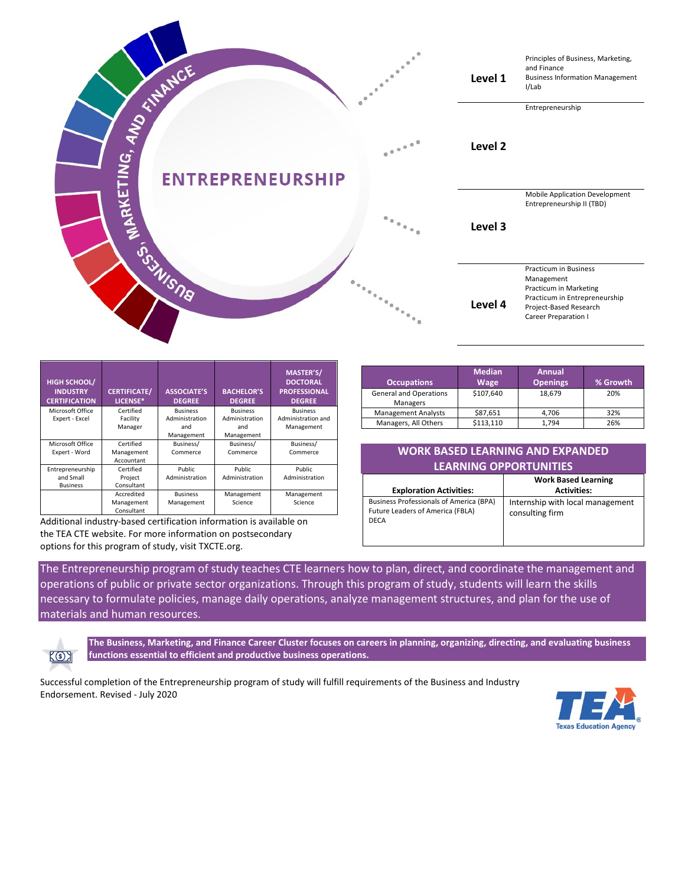# ENTREPRENEURSHIP

BUSINESS, MARKETING, AND FINANCE

| Level | Courses |
|---|---|
| Level 1 | Principles of Business, Marketing, and Finance<br>Business Information Management I/Lab |
| Level 2 | Entrepreneurship |
| Level 3 | Mobile Application Development<br>Entrepreneurship II (TBD) |
| Level 4 | Practicum in Business Management<br>Practicum in Marketing<br>Practicum in Entrepreneurship<br>Project-Based Research<br>Career Preparation I |

| HIGH SCHOOL/ INDUSTRY CERTIFICATION | CERTIFICATE/ LICENSE* | ASSOCIATE'S DEGREE | BACHELOR'S DEGREE | MASTER'S/ DOCTORAL PROFESSIONAL DEGREE |
|---|---|---|---|---|
| Microsoft Office Expert - Excel | Certified Facility Manager | Business Administration and Management | Business Administration and Management | Business Administration and Management |
| Microsoft Office Expert - Word | Certified Management Accountant | Business/ Commerce | Business/ Commerce | Business/ Commerce |
| Entrepreneurship and Small Business | Certified Project Consultant | Public Administration | Public Administration | Public Administration |
| | Accredited Management Consultant | Business Management | Management Science | Management Science |

Additional industry-based certification information is available on the TEA CTE website. For more information on postsecondary options for this program of study, visit TXCTE.org.

| Occupations | Median Wage | Annual Openings | % Growth |
|---|---|---|---|
| General and Operations Managers | $107,640 | 18,679 | 20% |
| Management Analysts | $87,651 | 4,706 | 32% |
| Managers, All Others | $113,110 | 1,794 | 26% |

## WORK BASED LEARNING AND EXPANDED LEARNING OPPORTUNITIES

| Exploration Activities: | Work Based Learning Activities: |
|---|---|
| Business Professionals of America (BPA)<br>Future Leaders of America (FBLA)<br>DECA | Internship with local management consulting firm |

The Entrepreneurship program of study teaches CTE learners how to plan, direct, and coordinate the management and operations of public or private sector organizations. Through this program of study, students will learn the skills necessary to formulate policies, manage daily operations, analyze management structures, and plan for the use of materials and human resources.

**The Business, Marketing, and Finance Career Cluster focuses on careers in planning, organizing, directing, and evaluating business functions essential to efficient and productive business operations.**

Successful completion of the Entrepreneurship program of study will fulfill requirements of the Business and Industry Endorsement. Revised - July 2020

TEA Texas Education Agency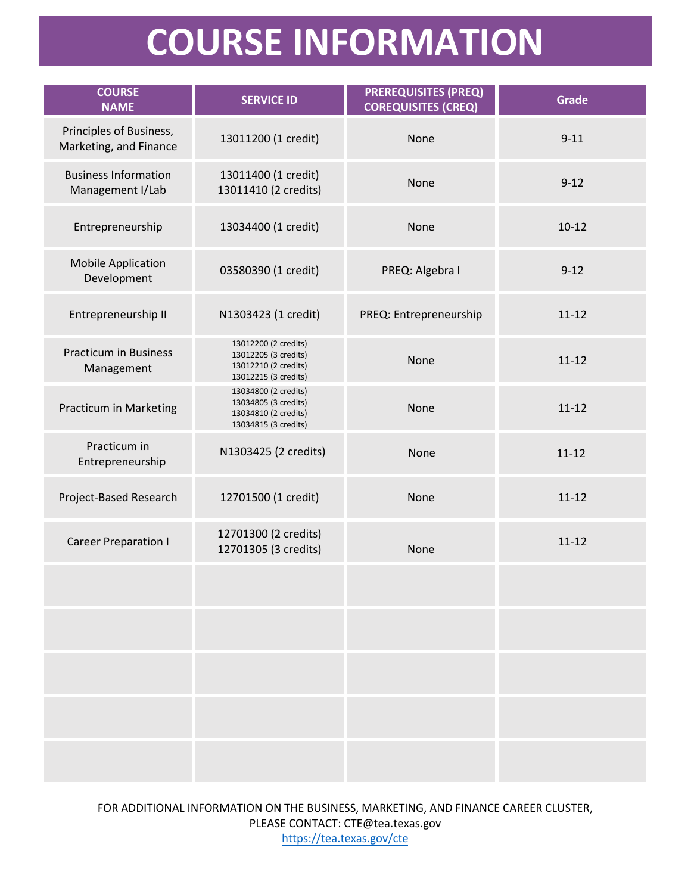# COURSE INFORMATION

| COURSE NAME | SERVICE ID | PREREQUISITES (PREQ) COREQUISITES (CREQ) | Grade |
|---|---|---|---|
| Principles of Business, Marketing, and Finance | 13011200 (1 credit) | None | 9-11 |
| Business Information Management I/Lab | 13011400 (1 credit)<br>13011410 (2 credits) | None | 9-12 |
| Entrepreneurship | 13034400 (1 credit) | None | 10-12 |
| Mobile Application Development | 03580390 (1 credit) | PREQ: Algebra I | 9-12 |
| Entrepreneurship II | N1303423 (1 credit) | PREQ: Entrepreneurship | 11-12 |
| Practicum in Business Management | 13012200 (2 credits)<br>13012205 (3 credits)<br>13012210 (2 credits)<br>13012215 (3 credits) | None | 11-12 |
| Practicum in Marketing | 13034800 (2 credits)<br>13034805 (3 credits)<br>13034810 (2 credits)<br>13034815 (3 credits) | None | 11-12 |
| Practicum in Entrepreneurship | N1303425 (2 credits) | None | 11-12 |
| Project-Based Research | 12701500 (1 credit) | None | 11-12 |
| Career Preparation I | 12701300 (2 credits)<br>12701305 (3 credits) | None | 11-12 |
| | | | |
| | | | |
| | | | |
| | | | |
| | | | |

FOR ADDITIONAL INFORMATION ON THE BUSINESS, MARKETING, AND FINANCE CAREER CLUSTER, PLEASE CONTACT: CTE@tea.texas.gov

https://tea.texas.gov/cte